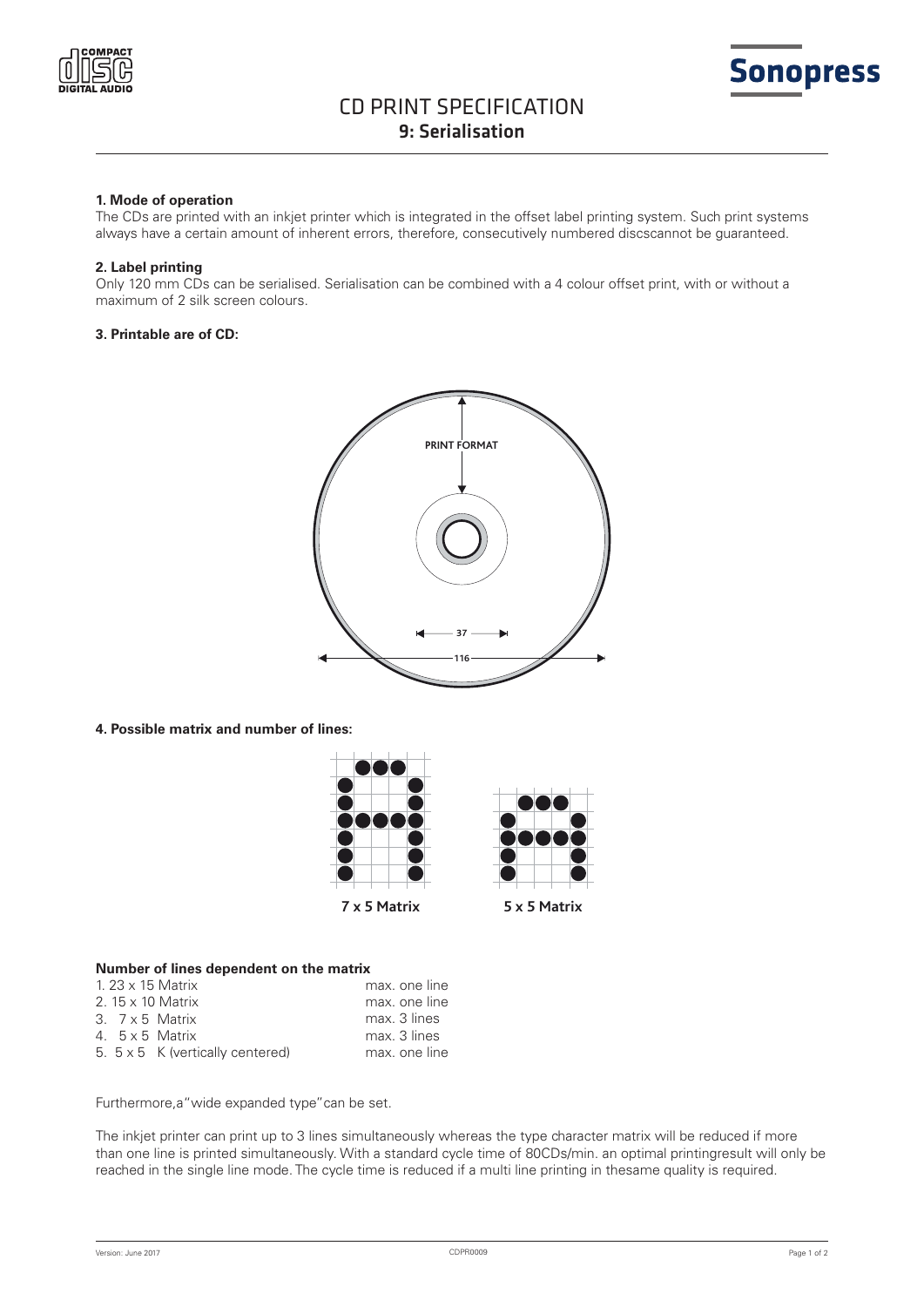# CD PRINT SPECIFICATION

## 9: Serialisation

**1. Mode of operation**

The CDs are printed with an inkjet printer which is integrated in the offset label printing system. Such print systems always have a certain amount of inherent errors, therefore, consecutively numbered discscannot be guaranteed.

**2. Label printing**

Only 120 mm CDs can be serialised. Serialisation can be combined with a 4 colour offset print, with or without a maximum of 2 silk screen colours.

**3. Printable are of CD:**

PRINT FORMAT

37

116

**4. Possible matrix and number of lines:**

7 x 5 Matrix

5 x 5 Matrix

**Number of lines dependent on the matrix**

| | |
|---|---|
| 1. 23 x 15 Matrix | max. one line |
| 2. 15 x 10 Matrix | max. one line |
| 3. 7 x 5 Matrix | max. 3 lines |
| 4. 5 x 5 Matrix | max. 3 lines |
| 5. 5 x 5 K (vertically centered) | max. one line |

Furthermore,a"wide expanded type"can be set.

The inkjet printer can print up to 3 lines simultaneously whereas the type character matrix will be reduced if more than one line is printed simultaneously. With a standard cycle time of 80CDs/min. an optimal printingresult will only be reached in the single line mode. The cycle time is reduced if a multi line printing in thesame quality is required.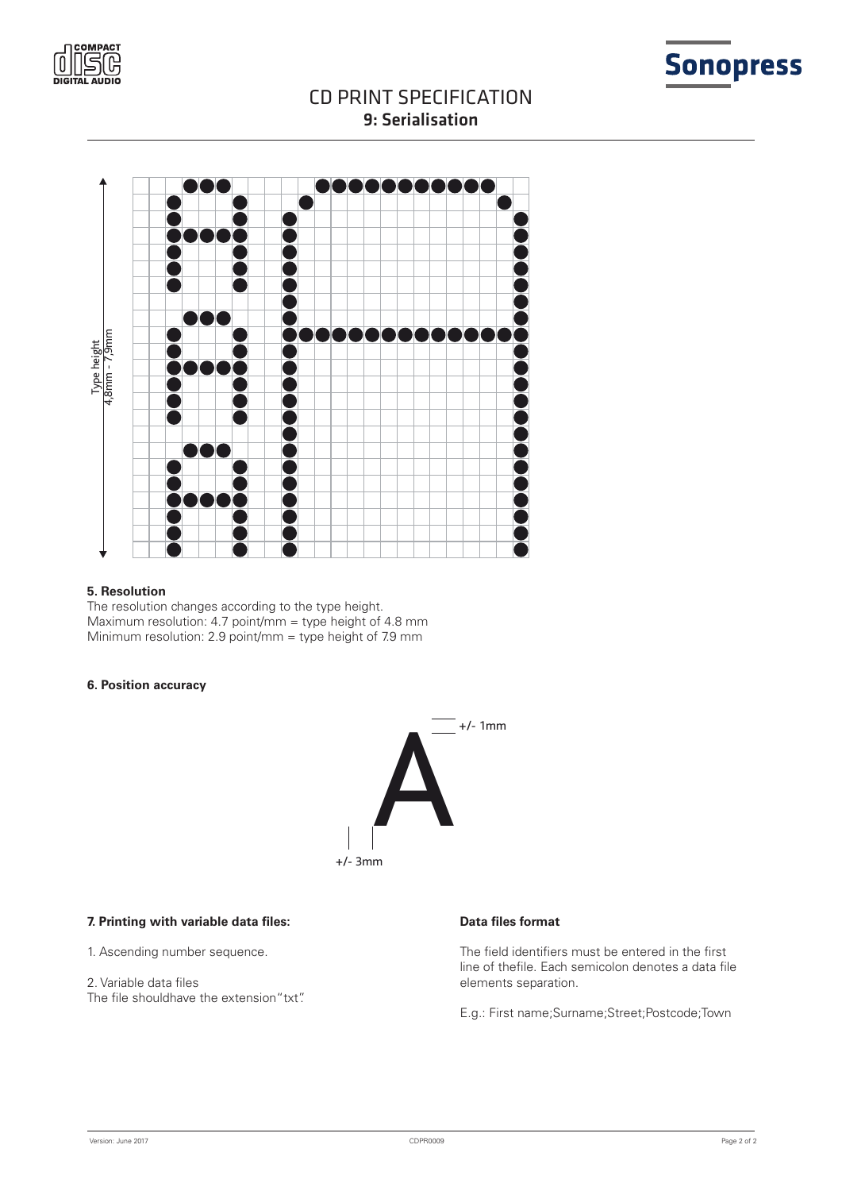# CD PRINT SPECIFICATION

## 9: Serialisation

Type height
4,8mm - 7,9mm

### 5. Resolution

The resolution changes according to the type height.
Maximum resolution: 4.7 point/mm = type height of 4.8 mm
Minimum resolution: 2.9 point/mm = type height of 7.9 mm

### 6. Position accuracy

+/- 1mm

A

+/- 3mm

### 7. Printing with variable data files:

1. Ascending number sequence.

2. Variable data files
The file shouldhave the extension"txt".

### Data files format

The field identifiers must be entered in the first line of thefile. Each semicolon denotes a data file elements separation.

E.g.: First name;Surname;Street;Postcode;Town